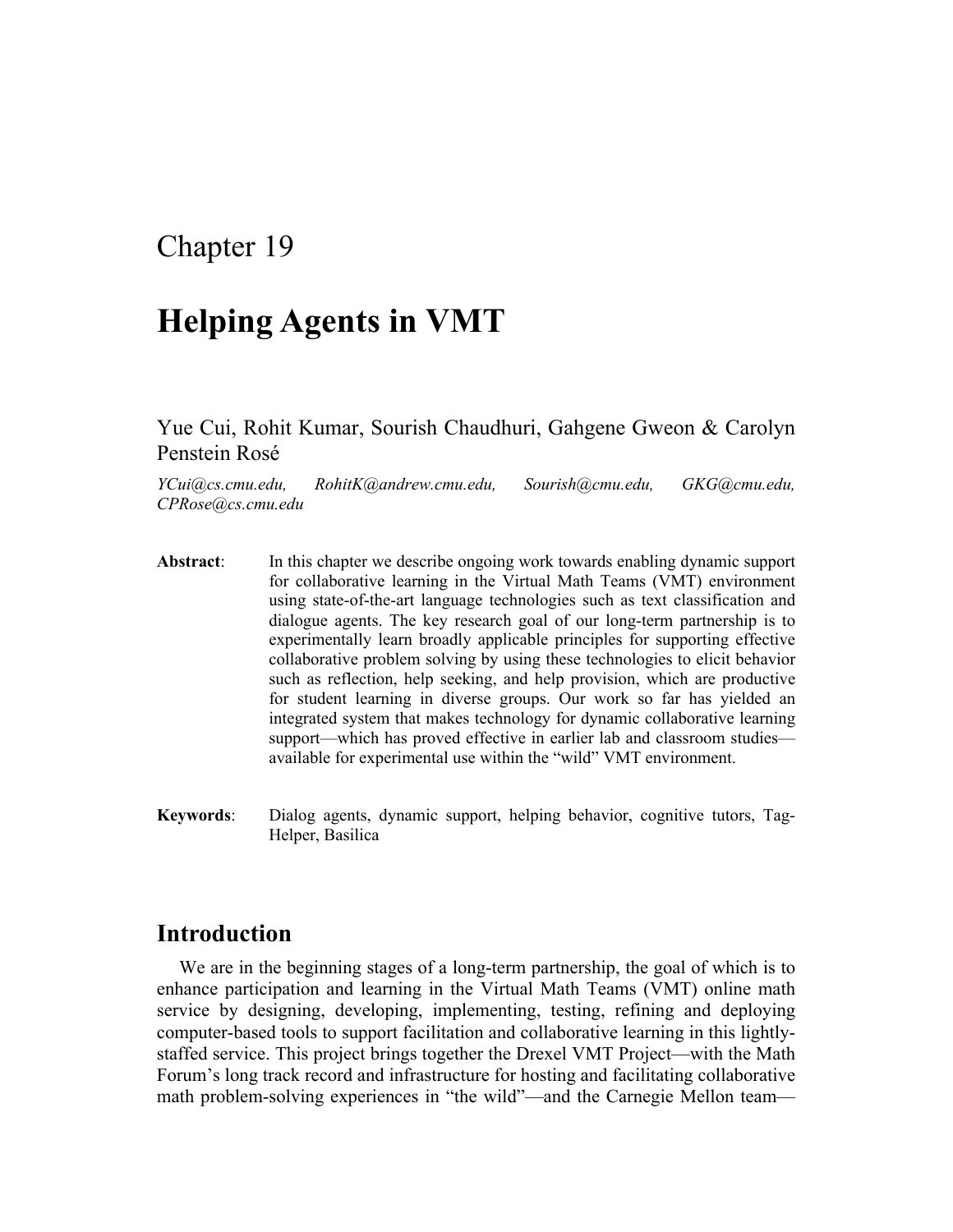Chapter 19

# Helping Agents in VMT

Yue Cui, Rohit Kumar, Sourish Chaudhuri, Gahgene Gweon & Carolyn Penstein Rosé

*YCui@cs.cmu.edu, RohitK@andrew.cmu.edu, Sourish@cmu.edu, GKG@cmu.edu, CPRose@cs.cmu.edu*

**Abstract**: In this chapter we describe ongoing work towards enabling dynamic support for collaborative learning in the Virtual Math Teams (VMT) environment using state-of-the-art language technologies such as text classification and dialogue agents. The key research goal of our long-term partnership is to experimentally learn broadly applicable principles for supporting effective collaborative problem solving by using these technologies to elicit behavior such as reflection, help seeking, and help provision, which are productive for student learning in diverse groups. Our work so far has yielded an integrated system that makes technology for dynamic collaborative learning support—which has proved effective in earlier lab and classroom studies—available for experimental use within the "wild" VMT environment.

**Keywords**: Dialog agents, dynamic support, helping behavior, cognitive tutors, Tag-Helper, Basilica

## Introduction

We are in the beginning stages of a long-term partnership, the goal of which is to enhance participation and learning in the Virtual Math Teams (VMT) online math service by designing, developing, implementing, testing, refining and deploying computer-based tools to support facilitation and collaborative learning in this lightly-staffed service. This project brings together the Drexel VMT Project—with the Math Forum's long track record and infrastructure for hosting and facilitating collaborative math problem-solving experiences in "the wild"—and the Carnegie Mellon team—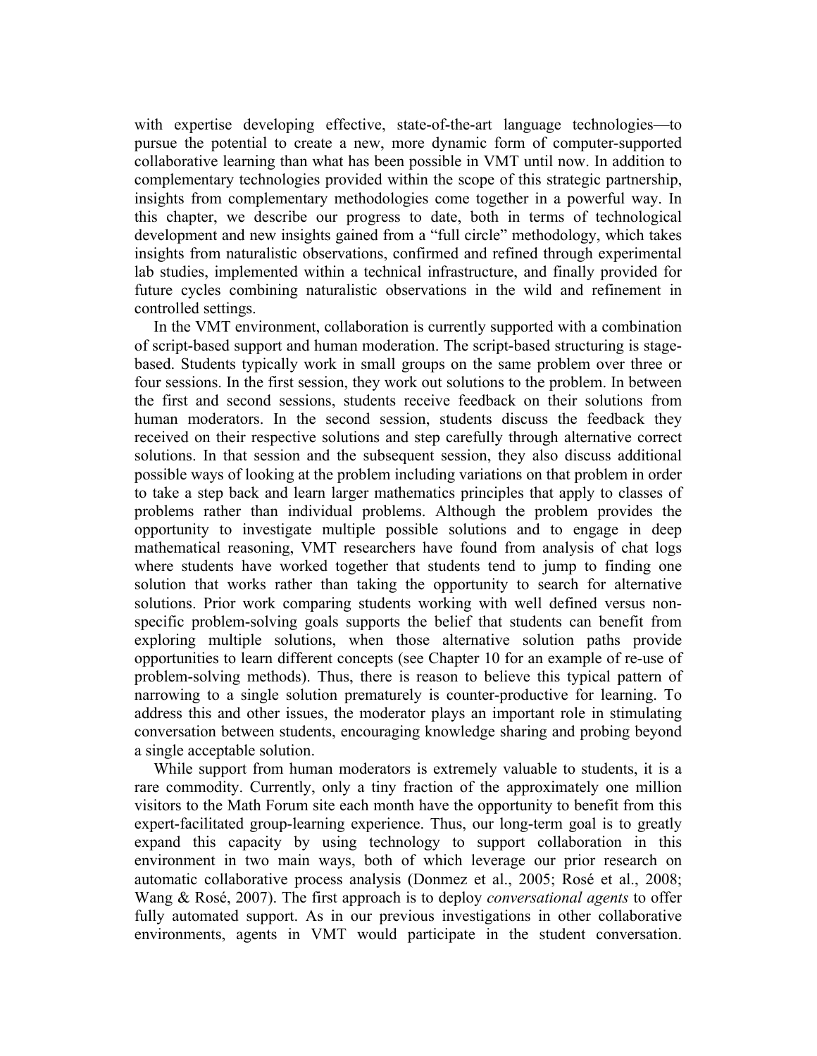with expertise developing effective, state-of-the-art language technologies—to pursue the potential to create a new, more dynamic form of computer-supported collaborative learning than what has been possible in VMT until now. In addition to complementary technologies provided within the scope of this strategic partnership, insights from complementary methodologies come together in a powerful way. In this chapter, we describe our progress to date, both in terms of technological development and new insights gained from a "full circle" methodology, which takes insights from naturalistic observations, confirmed and refined through experimental lab studies, implemented within a technical infrastructure, and finally provided for future cycles combining naturalistic observations in the wild and refinement in controlled settings.

In the VMT environment, collaboration is currently supported with a combination of script-based support and human moderation. The script-based structuring is stage-based. Students typically work in small groups on the same problem over three or four sessions. In the first session, they work out solutions to the problem. In between the first and second sessions, students receive feedback on their solutions from human moderators. In the second session, students discuss the feedback they received on their respective solutions and step carefully through alternative correct solutions. In that session and the subsequent session, they also discuss additional possible ways of looking at the problem including variations on that problem in order to take a step back and learn larger mathematics principles that apply to classes of problems rather than individual problems. Although the problem provides the opportunity to investigate multiple possible solutions and to engage in deep mathematical reasoning, VMT researchers have found from analysis of chat logs where students have worked together that students tend to jump to finding one solution that works rather than taking the opportunity to search for alternative solutions. Prior work comparing students working with well defined versus non-specific problem-solving goals supports the belief that students can benefit from exploring multiple solutions, when those alternative solution paths provide opportunities to learn different concepts (see Chapter 10 for an example of re-use of problem-solving methods). Thus, there is reason to believe this typical pattern of narrowing to a single solution prematurely is counter-productive for learning. To address this and other issues, the moderator plays an important role in stimulating conversation between students, encouraging knowledge sharing and probing beyond a single acceptable solution.

While support from human moderators is extremely valuable to students, it is a rare commodity. Currently, only a tiny fraction of the approximately one million visitors to the Math Forum site each month have the opportunity to benefit from this expert-facilitated group-learning experience. Thus, our long-term goal is to greatly expand this capacity by using technology to support collaboration in this environment in two main ways, both of which leverage our prior research on automatic collaborative process analysis (Donmez et al., 2005; Rosé et al., 2008; Wang & Rosé, 2007). The first approach is to deploy *conversational agents* to offer fully automated support. As in our previous investigations in other collaborative environments, agents in VMT would participate in the student conversation.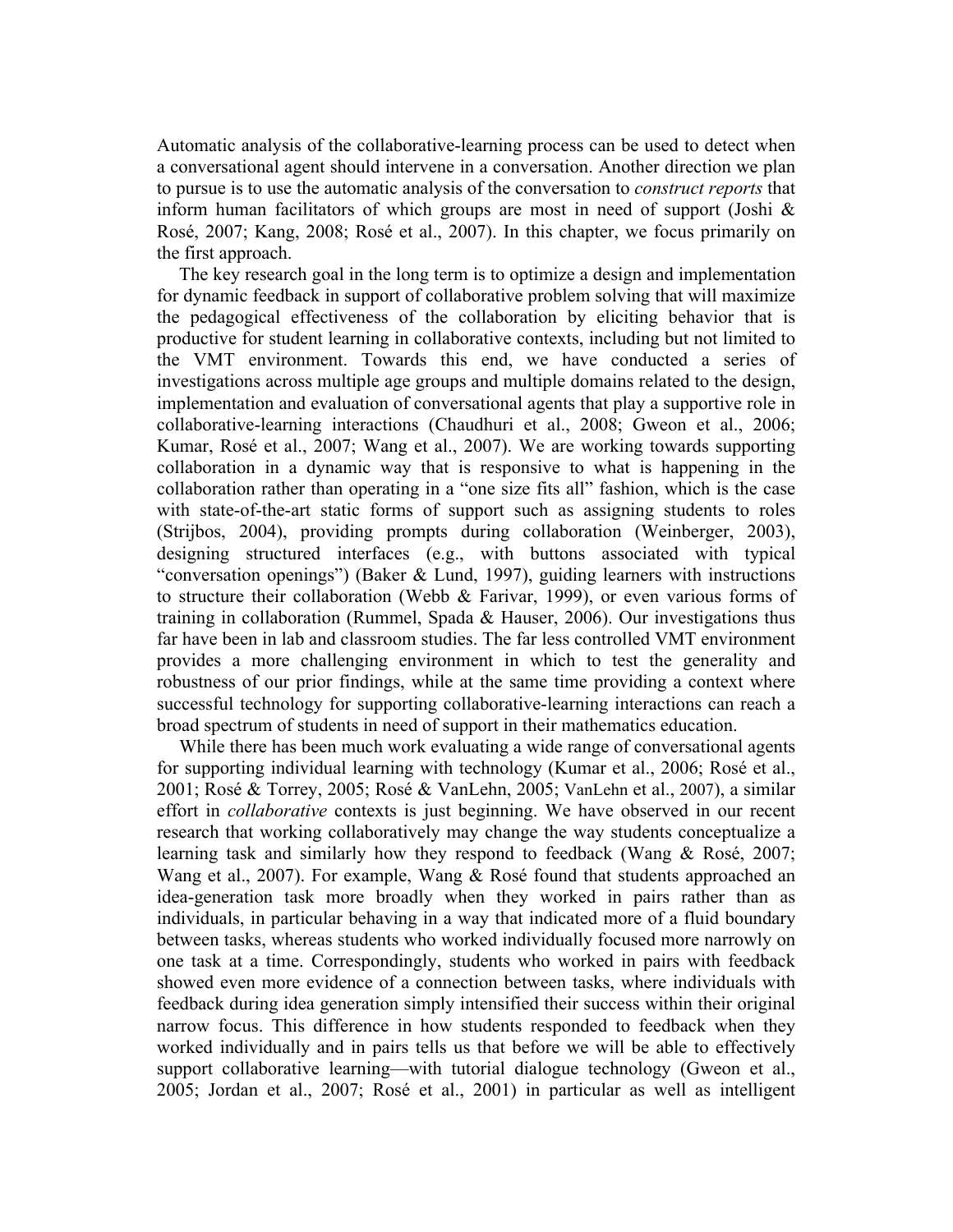Automatic analysis of the collaborative-learning process can be used to detect when a conversational agent should intervene in a conversation. Another direction we plan to pursue is to use the automatic analysis of the conversation to *construct reports* that inform human facilitators of which groups are most in need of support (Joshi & Rosé, 2007; Kang, 2008; Rosé et al., 2007). In this chapter, we focus primarily on the first approach.

The key research goal in the long term is to optimize a design and implementation for dynamic feedback in support of collaborative problem solving that will maximize the pedagogical effectiveness of the collaboration by eliciting behavior that is productive for student learning in collaborative contexts, including but not limited to the VMT environment. Towards this end, we have conducted a series of investigations across multiple age groups and multiple domains related to the design, implementation and evaluation of conversational agents that play a supportive role in collaborative-learning interactions (Chaudhuri et al., 2008; Gweon et al., 2006; Kumar, Rosé et al., 2007; Wang et al., 2007). We are working towards supporting collaboration in a dynamic way that is responsive to what is happening in the collaboration rather than operating in a "one size fits all" fashion, which is the case with state-of-the-art static forms of support such as assigning students to roles (Strijbos, 2004), providing prompts during collaboration (Weinberger, 2003), designing structured interfaces (e.g., with buttons associated with typical "conversation openings") (Baker & Lund, 1997), guiding learners with instructions to structure their collaboration (Webb & Farivar, 1999), or even various forms of training in collaboration (Rummel, Spada & Hauser, 2006). Our investigations thus far have been in lab and classroom studies. The far less controlled VMT environment provides a more challenging environment in which to test the generality and robustness of our prior findings, while at the same time providing a context where successful technology for supporting collaborative-learning interactions can reach a broad spectrum of students in need of support in their mathematics education.

While there has been much work evaluating a wide range of conversational agents for supporting individual learning with technology (Kumar et al., 2006; Rosé et al., 2001; Rosé & Torrey, 2005; Rosé & VanLehn, 2005; VanLehn et al., 2007), a similar effort in *collaborative* contexts is just beginning. We have observed in our recent research that working collaboratively may change the way students conceptualize a learning task and similarly how they respond to feedback (Wang & Rosé, 2007; Wang et al., 2007). For example, Wang & Rosé found that students approached an idea-generation task more broadly when they worked in pairs rather than as individuals, in particular behaving in a way that indicated more of a fluid boundary between tasks, whereas students who worked individually focused more narrowly on one task at a time. Correspondingly, students who worked in pairs with feedback showed even more evidence of a connection between tasks, where individuals with feedback during idea generation simply intensified their success within their original narrow focus. This difference in how students responded to feedback when they worked individually and in pairs tells us that before we will be able to effectively support collaborative learning—with tutorial dialogue technology (Gweon et al., 2005; Jordan et al., 2007; Rosé et al., 2001) in particular as well as intelligent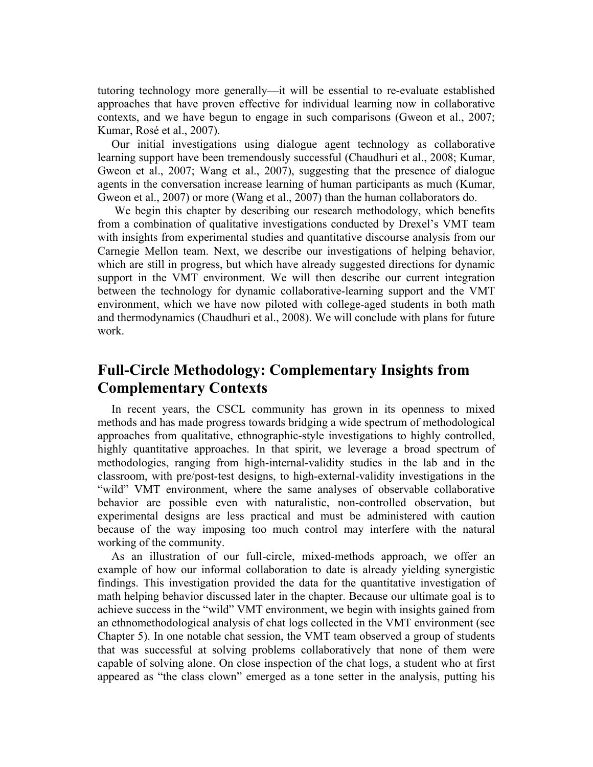tutoring technology more generally—it will be essential to re-evaluate established approaches that have proven effective for individual learning now in collaborative contexts, and we have begun to engage in such comparisons (Gweon et al., 2007; Kumar, Rosé et al., 2007).

Our initial investigations using dialogue agent technology as collaborative learning support have been tremendously successful (Chaudhuri et al., 2008; Kumar, Gweon et al., 2007; Wang et al., 2007), suggesting that the presence of dialogue agents in the conversation increase learning of human participants as much (Kumar, Gweon et al., 2007) or more (Wang et al., 2007) than the human collaborators do.

We begin this chapter by describing our research methodology, which benefits from a combination of qualitative investigations conducted by Drexel's VMT team with insights from experimental studies and quantitative discourse analysis from our Carnegie Mellon team. Next, we describe our investigations of helping behavior, which are still in progress, but which have already suggested directions for dynamic support in the VMT environment. We will then describe our current integration between the technology for dynamic collaborative-learning support and the VMT environment, which we have now piloted with college-aged students in both math and thermodynamics (Chaudhuri et al., 2008). We will conclude with plans for future work.

## Full-Circle Methodology: Complementary Insights from Complementary Contexts

In recent years, the CSCL community has grown in its openness to mixed methods and has made progress towards bridging a wide spectrum of methodological approaches from qualitative, ethnographic-style investigations to highly controlled, highly quantitative approaches. In that spirit, we leverage a broad spectrum of methodologies, ranging from high-internal-validity studies in the lab and in the classroom, with pre/post-test designs, to high-external-validity investigations in the "wild" VMT environment, where the same analyses of observable collaborative behavior are possible even with naturalistic, non-controlled observation, but experimental designs are less practical and must be administered with caution because of the way imposing too much control may interfere with the natural working of the community.

As an illustration of our full-circle, mixed-methods approach, we offer an example of how our informal collaboration to date is already yielding synergistic findings. This investigation provided the data for the quantitative investigation of math helping behavior discussed later in the chapter. Because our ultimate goal is to achieve success in the "wild" VMT environment, we begin with insights gained from an ethnomethodological analysis of chat logs collected in the VMT environment (see Chapter 5). In one notable chat session, the VMT team observed a group of students that was successful at solving problems collaboratively that none of them were capable of solving alone. On close inspection of the chat logs, a student who at first appeared as "the class clown" emerged as a tone setter in the analysis, putting his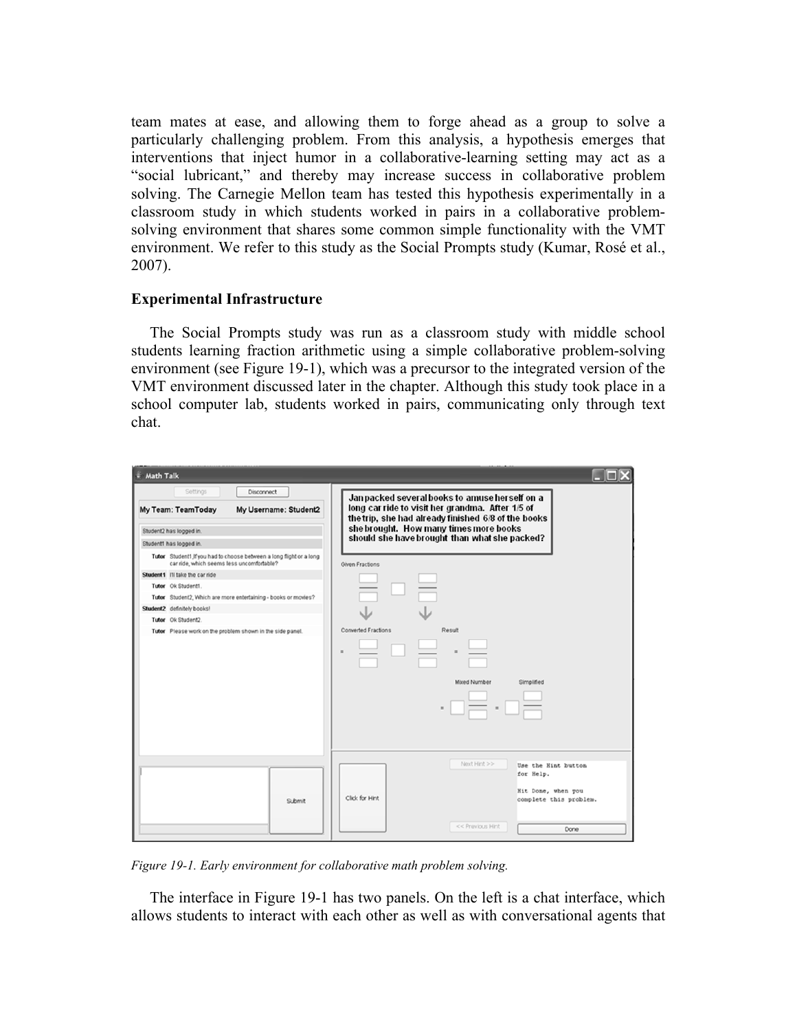team mates at ease, and allowing them to forge ahead as a group to solve a particularly challenging problem. From this analysis, a hypothesis emerges that interventions that inject humor in a collaborative-learning setting may act as a "social lubricant," and thereby may increase success in collaborative problem solving. The Carnegie Mellon team has tested this hypothesis experimentally in a classroom study in which students worked in pairs in a collaborative problem-solving environment that shares some common simple functionality with the VMT environment. We refer to this study as the Social Prompts study (Kumar, Rosé et al., 2007).

**Experimental Infrastructure**

The Social Prompts study was run as a classroom study with middle school students learning fraction arithmetic using a simple collaborative problem-solving environment (see Figure 19-1), which was a precursor to the integrated version of the VMT environment discussed later in the chapter. Although this study took place in a school computer lab, students worked in pairs, communicating only through text chat.

*Figure 19-1. Early environment for collaborative math problem solving.*

The interface in Figure 19-1 has two panels. On the left is a chat interface, which allows students to interact with each other as well as with conversational agents that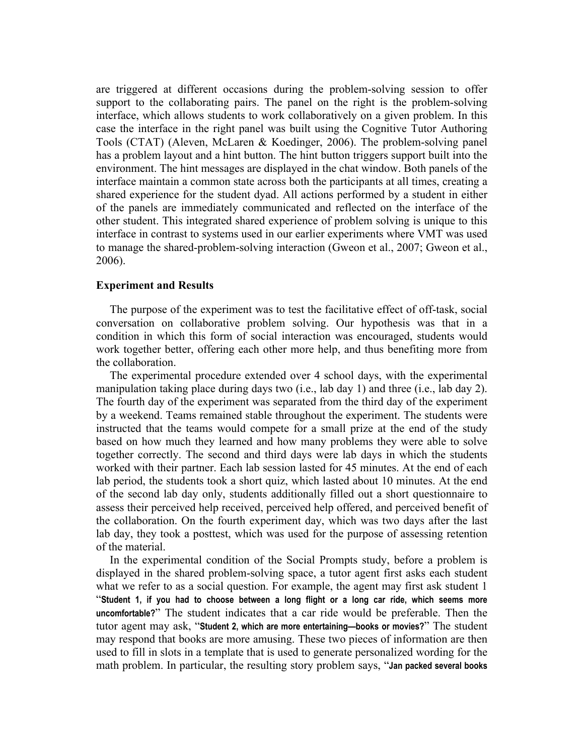are triggered at different occasions during the problem-solving session to offer support to the collaborating pairs. The panel on the right is the problem-solving interface, which allows students to work collaboratively on a given problem. In this case the interface in the right panel was built using the Cognitive Tutor Authoring Tools (CTAT) (Aleven, McLaren & Koedinger, 2006). The problem-solving panel has a problem layout and a hint button. The hint button triggers support built into the environment. The hint messages are displayed in the chat window. Both panels of the interface maintain a common state across both the participants at all times, creating a shared experience for the student dyad. All actions performed by a student in either of the panels are immediately communicated and reflected on the interface of the other student. This integrated shared experience of problem solving is unique to this interface in contrast to systems used in our earlier experiments where VMT was used to manage the shared-problem-solving interaction (Gweon et al., 2007; Gweon et al., 2006).

## Experiment and Results

The purpose of the experiment was to test the facilitative effect of off-task, social conversation on collaborative problem solving. Our hypothesis was that in a condition in which this form of social interaction was encouraged, students would work together better, offering each other more help, and thus benefiting more from the collaboration.

The experimental procedure extended over 4 school days, with the experimental manipulation taking place during days two (i.e., lab day 1) and three (i.e., lab day 2). The fourth day of the experiment was separated from the third day of the experiment by a weekend. Teams remained stable throughout the experiment. The students were instructed that the teams would compete for a small prize at the end of the study based on how much they learned and how many problems they were able to solve together correctly. The second and third days were lab days in which the students worked with their partner. Each lab session lasted for 45 minutes. At the end of each lab period, the students took a short quiz, which lasted about 10 minutes. At the end of the second lab day only, students additionally filled out a short questionnaire to assess their perceived help received, perceived help offered, and perceived benefit of the collaboration. On the fourth experiment day, which was two days after the last lab day, they took a posttest, which was used for the purpose of assessing retention of the material.

In the experimental condition of the Social Prompts study, before a problem is displayed in the shared problem-solving space, a tutor agent first asks each student what we refer to as a social question. For example, the agent may first ask student 1 "**Student 1, if you had to choose between a long flight or a long car ride, which seems more uncomfortable?**" The student indicates that a car ride would be preferable. Then the tutor agent may ask, "**Student 2, which are more entertaining—books or movies?**" The student may respond that books are more amusing. These two pieces of information are then used to fill in slots in a template that is used to generate personalized wording for the math problem. In particular, the resulting story problem says, "**Jan packed several books**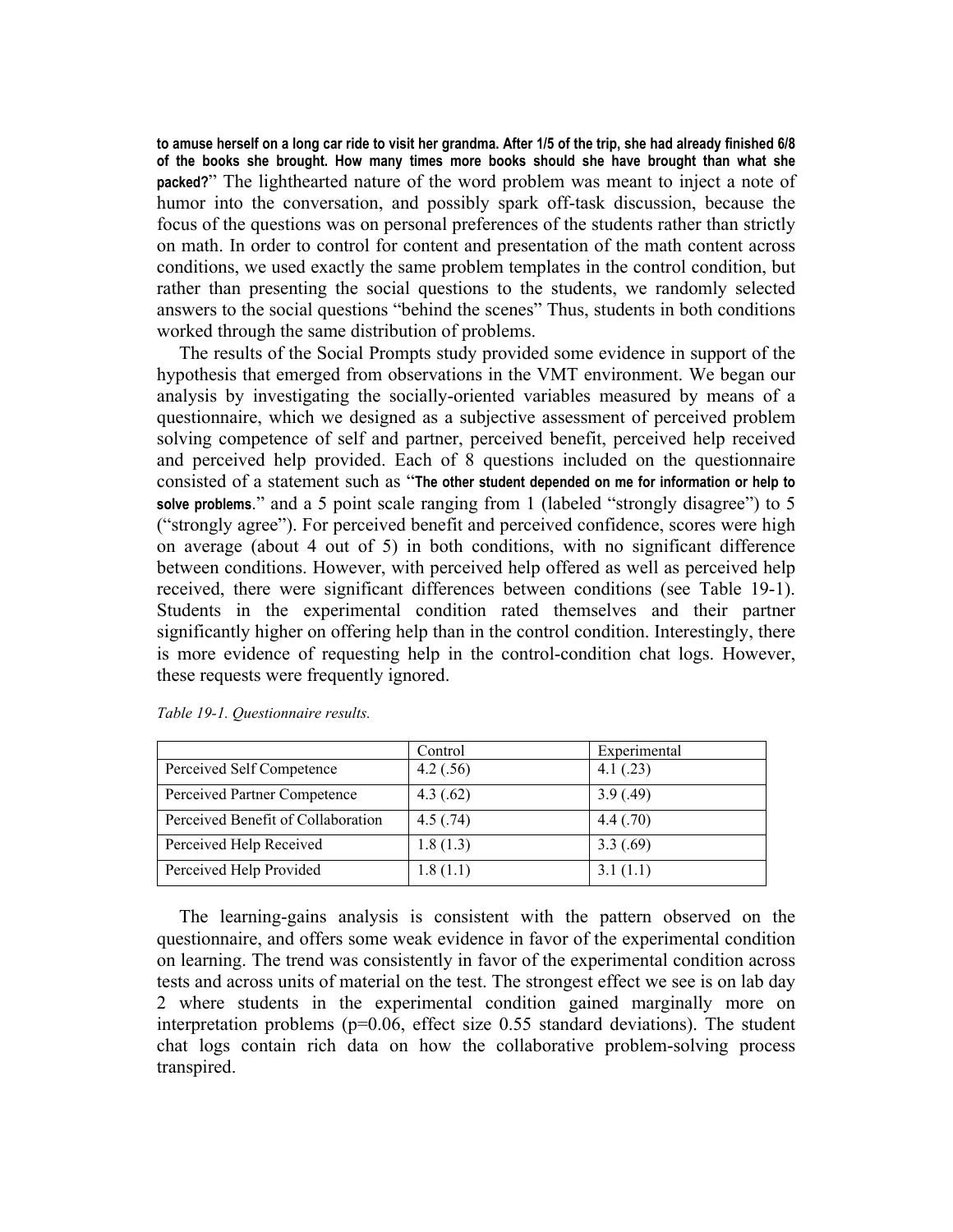**to amuse herself on a long car ride to visit her grandma. After 1/5 of the trip, she had already finished 6/8 of the books she brought. How many times more books should she have brought than what she packed?**" The lighthearted nature of the word problem was meant to inject a note of humor into the conversation, and possibly spark off-task discussion, because the focus of the questions was on personal preferences of the students rather than strictly on math. In order to control for content and presentation of the math content across conditions, we used exactly the same problem templates in the control condition, but rather than presenting the social questions to the students, we randomly selected answers to the social questions "behind the scenes" Thus, students in both conditions worked through the same distribution of problems.

The results of the Social Prompts study provided some evidence in support of the hypothesis that emerged from observations in the VMT environment. We began our analysis by investigating the socially-oriented variables measured by means of a questionnaire, which we designed as a subjective assessment of perceived problem solving competence of self and partner, perceived benefit, perceived help received and perceived help provided. Each of 8 questions included on the questionnaire consisted of a statement such as "**The other student depended on me for information or help to solve problems**." and a 5 point scale ranging from 1 (labeled "strongly disagree") to 5 ("strongly agree"). For perceived benefit and perceived confidence, scores were high on average (about 4 out of 5) in both conditions, with no significant difference between conditions. However, with perceived help offered as well as perceived help received, there were significant differences between conditions (see Table 19-1). Students in the experimental condition rated themselves and their partner significantly higher on offering help than in the control condition. Interestingly, there is more evidence of requesting help in the control-condition chat logs. However, these requests were frequently ignored.

*Table 19-1. Questionnaire results.*

| | Control | Experimental |
|---|---|---|
| Perceived Self Competence | 4.2 (.56) | 4.1 (.23) |
| Perceived Partner Competence | 4.3 (.62) | 3.9 (.49) |
| Perceived Benefit of Collaboration | 4.5 (.74) | 4.4 (.70) |
| Perceived Help Received | 1.8 (1.3) | 3.3 (.69) |
| Perceived Help Provided | 1.8 (1.1) | 3.1 (1.1) |

The learning-gains analysis is consistent with the pattern observed on the questionnaire, and offers some weak evidence in favor of the experimental condition on learning. The trend was consistently in favor of the experimental condition across tests and across units of material on the test. The strongest effect we see is on lab day 2 where students in the experimental condition gained marginally more on interpretation problems ($p=0.06$, effect size 0.55 standard deviations). The student chat logs contain rich data on how the collaborative problem-solving process transpired.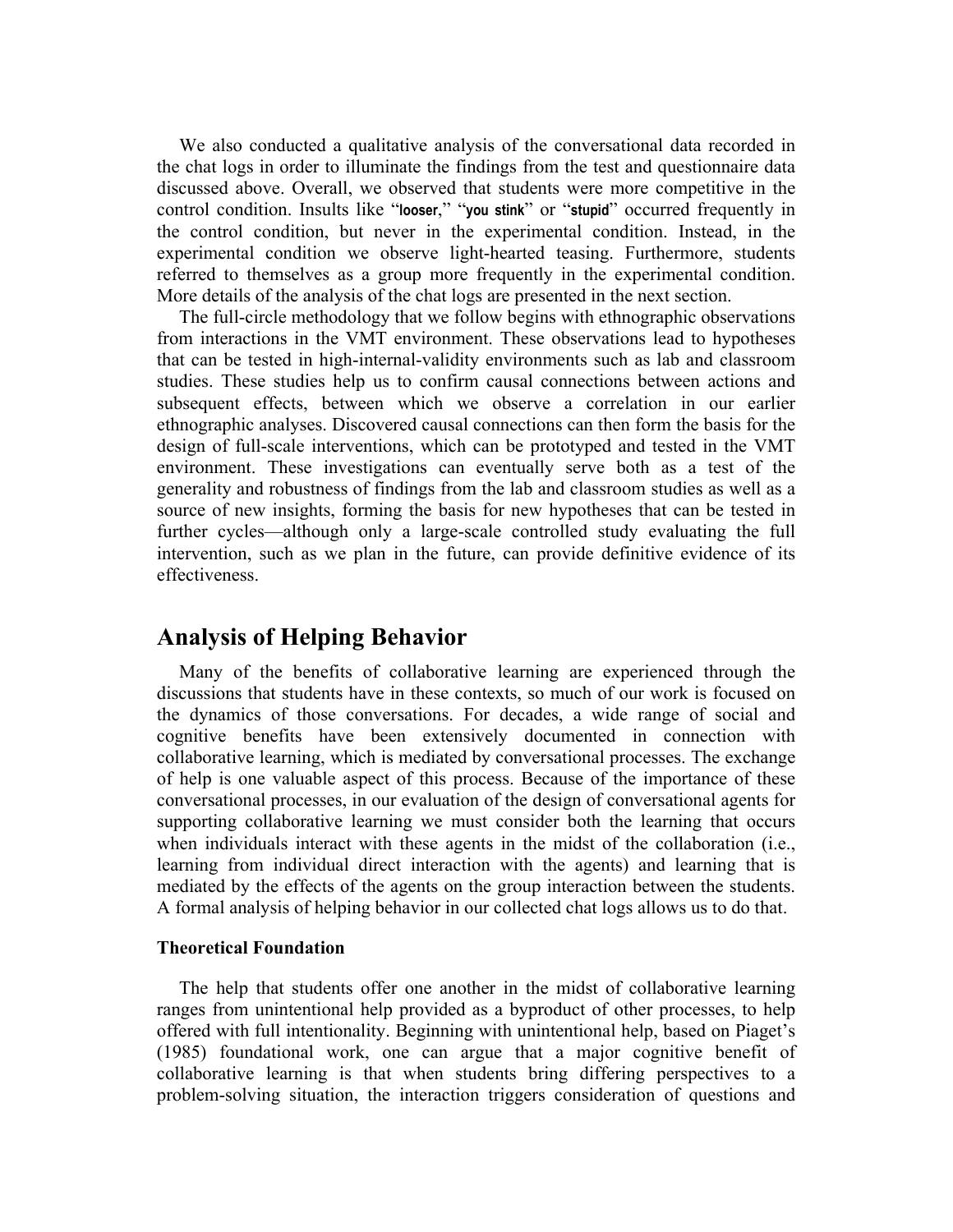We also conducted a qualitative analysis of the conversational data recorded in the chat logs in order to illuminate the findings from the test and questionnaire data discussed above. Overall, we observed that students were more competitive in the control condition. Insults like "**looser**," "**you stink**" or "**stupid**" occurred frequently in the control condition, but never in the experimental condition. Instead, in the experimental condition we observe light-hearted teasing. Furthermore, students referred to themselves as a group more frequently in the experimental condition. More details of the analysis of the chat logs are presented in the next section.

The full-circle methodology that we follow begins with ethnographic observations from interactions in the VMT environment. These observations lead to hypotheses that can be tested in high-internal-validity environments such as lab and classroom studies. These studies help us to confirm causal connections between actions and subsequent effects, between which we observe a correlation in our earlier ethnographic analyses. Discovered causal connections can then form the basis for the design of full-scale interventions, which can be prototyped and tested in the VMT environment. These investigations can eventually serve both as a test of the generality and robustness of findings from the lab and classroom studies as well as a source of new insights, forming the basis for new hypotheses that can be tested in further cycles—although only a large-scale controlled study evaluating the full intervention, such as we plan in the future, can provide definitive evidence of its effectiveness.

## Analysis of Helping Behavior

Many of the benefits of collaborative learning are experienced through the discussions that students have in these contexts, so much of our work is focused on the dynamics of those conversations. For decades, a wide range of social and cognitive benefits have been extensively documented in connection with collaborative learning, which is mediated by conversational processes. The exchange of help is one valuable aspect of this process. Because of the importance of these conversational processes, in our evaluation of the design of conversational agents for supporting collaborative learning we must consider both the learning that occurs when individuals interact with these agents in the midst of the collaboration (i.e., learning from individual direct interaction with the agents) and learning that is mediated by the effects of the agents on the group interaction between the students. A formal analysis of helping behavior in our collected chat logs allows us to do that.

### Theoretical Foundation

The help that students offer one another in the midst of collaborative learning ranges from unintentional help provided as a byproduct of other processes, to help offered with full intentionality. Beginning with unintentional help, based on Piaget's (1985) foundational work, one can argue that a major cognitive benefit of collaborative learning is that when students bring differing perspectives to a problem-solving situation, the interaction triggers consideration of questions and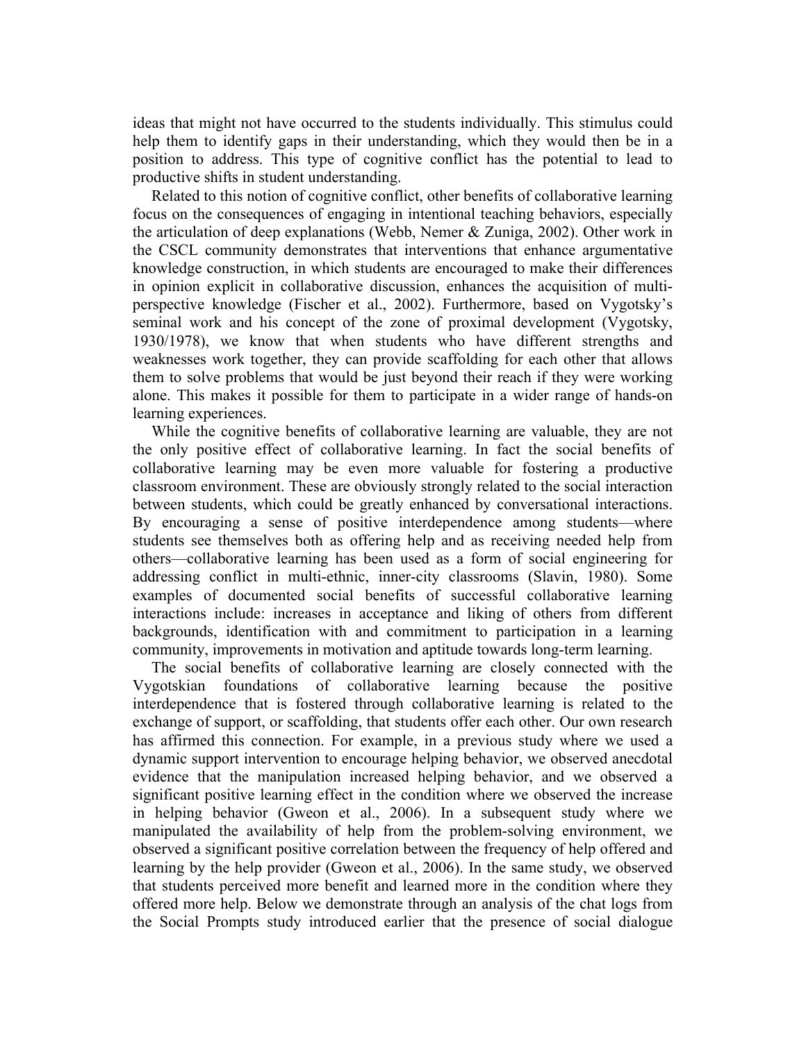ideas that might not have occurred to the students individually. This stimulus could help them to identify gaps in their understanding, which they would then be in a position to address. This type of cognitive conflict has the potential to lead to productive shifts in student understanding.

Related to this notion of cognitive conflict, other benefits of collaborative learning focus on the consequences of engaging in intentional teaching behaviors, especially the articulation of deep explanations (Webb, Nemer & Zuniga, 2002). Other work in the CSCL community demonstrates that interventions that enhance argumentative knowledge construction, in which students are encouraged to make their differences in opinion explicit in collaborative discussion, enhances the acquisition of multi-perspective knowledge (Fischer et al., 2002). Furthermore, based on Vygotsky's seminal work and his concept of the zone of proximal development (Vygotsky, 1930/1978), we know that when students who have different strengths and weaknesses work together, they can provide scaffolding for each other that allows them to solve problems that would be just beyond their reach if they were working alone. This makes it possible for them to participate in a wider range of hands-on learning experiences.

While the cognitive benefits of collaborative learning are valuable, they are not the only positive effect of collaborative learning. In fact the social benefits of collaborative learning may be even more valuable for fostering a productive classroom environment. These are obviously strongly related to the social interaction between students, which could be greatly enhanced by conversational interactions. By encouraging a sense of positive interdependence among students—where students see themselves both as offering help and as receiving needed help from others—collaborative learning has been used as a form of social engineering for addressing conflict in multi-ethnic, inner-city classrooms (Slavin, 1980). Some examples of documented social benefits of successful collaborative learning interactions include: increases in acceptance and liking of others from different backgrounds, identification with and commitment to participation in a learning community, improvements in motivation and aptitude towards long-term learning.

The social benefits of collaborative learning are closely connected with the Vygotskian foundations of collaborative learning because the positive interdependence that is fostered through collaborative learning is related to the exchange of support, or scaffolding, that students offer each other. Our own research has affirmed this connection. For example, in a previous study where we used a dynamic support intervention to encourage helping behavior, we observed anecdotal evidence that the manipulation increased helping behavior, and we observed a significant positive learning effect in the condition where we observed the increase in helping behavior (Gweon et al., 2006). In a subsequent study where we manipulated the availability of help from the problem-solving environment, we observed a significant positive correlation between the frequency of help offered and learning by the help provider (Gweon et al., 2006). In the same study, we observed that students perceived more benefit and learned more in the condition where they offered more help. Below we demonstrate through an analysis of the chat logs from the Social Prompts study introduced earlier that the presence of social dialogue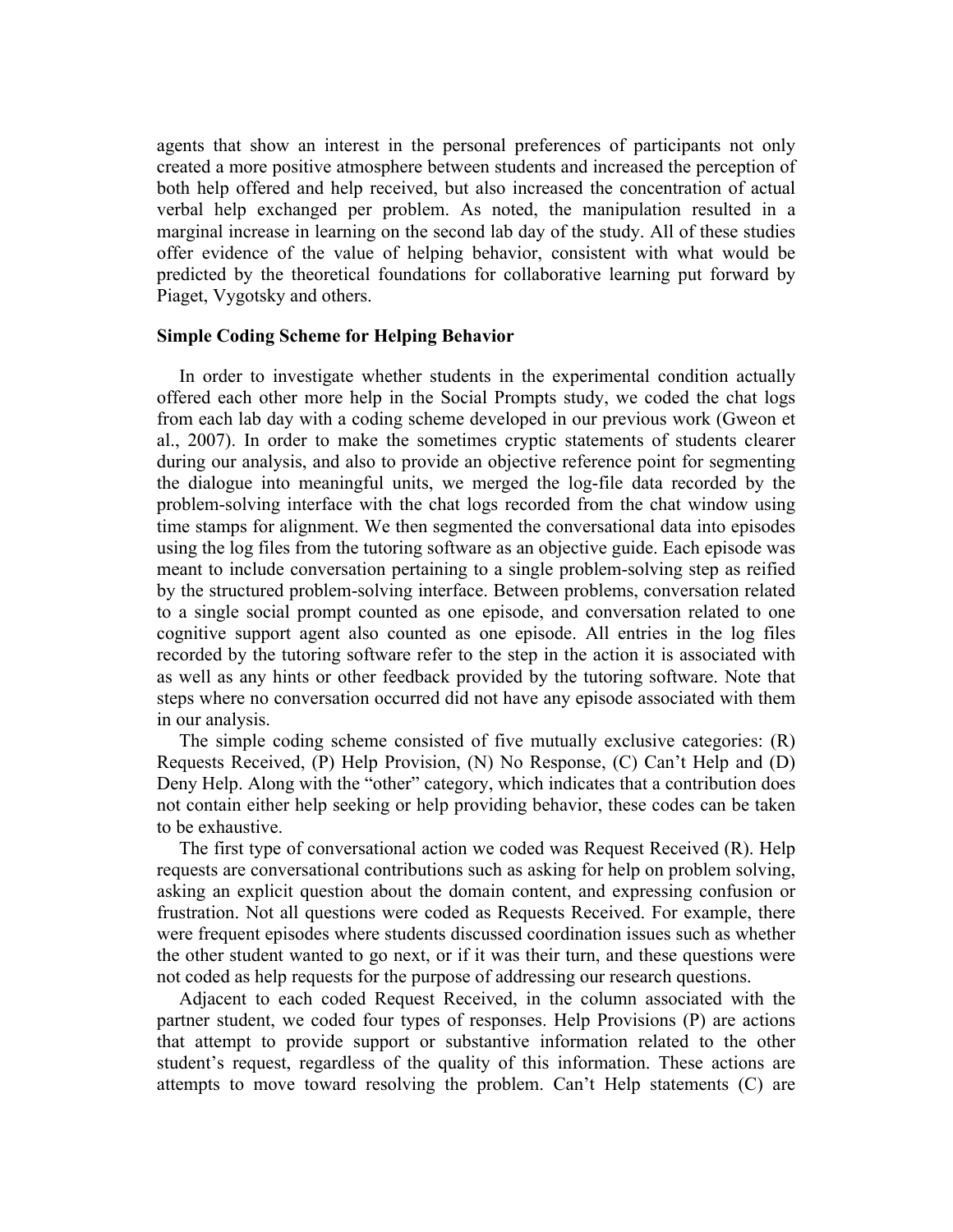agents that show an interest in the personal preferences of participants not only created a more positive atmosphere between students and increased the perception of both help offered and help received, but also increased the concentration of actual verbal help exchanged per problem. As noted, the manipulation resulted in a marginal increase in learning on the second lab day of the study. All of these studies offer evidence of the value of helping behavior, consistent with what would be predicted by the theoretical foundations for collaborative learning put forward by Piaget, Vygotsky and others.

### Simple Coding Scheme for Helping Behavior

In order to investigate whether students in the experimental condition actually offered each other more help in the Social Prompts study, we coded the chat logs from each lab day with a coding scheme developed in our previous work (Gweon et al., 2007). In order to make the sometimes cryptic statements of students clearer during our analysis, and also to provide an objective reference point for segmenting the dialogue into meaningful units, we merged the log-file data recorded by the problem-solving interface with the chat logs recorded from the chat window using time stamps for alignment. We then segmented the conversational data into episodes using the log files from the tutoring software as an objective guide. Each episode was meant to include conversation pertaining to a single problem-solving step as reified by the structured problem-solving interface. Between problems, conversation related to a single social prompt counted as one episode, and conversation related to one cognitive support agent also counted as one episode. All entries in the log files recorded by the tutoring software refer to the step in the action it is associated with as well as any hints or other feedback provided by the tutoring software. Note that steps where no conversation occurred did not have any episode associated with them in our analysis.

The simple coding scheme consisted of five mutually exclusive categories: (R) Requests Received, (P) Help Provision, (N) No Response, (C) Can't Help and (D) Deny Help. Along with the "other" category, which indicates that a contribution does not contain either help seeking or help providing behavior, these codes can be taken to be exhaustive.

The first type of conversational action we coded was Request Received (R). Help requests are conversational contributions such as asking for help on problem solving, asking an explicit question about the domain content, and expressing confusion or frustration. Not all questions were coded as Requests Received. For example, there were frequent episodes where students discussed coordination issues such as whether the other student wanted to go next, or if it was their turn, and these questions were not coded as help requests for the purpose of addressing our research questions.

Adjacent to each coded Request Received, in the column associated with the partner student, we coded four types of responses. Help Provisions (P) are actions that attempt to provide support or substantive information related to the other student's request, regardless of the quality of this information. These actions are attempts to move toward resolving the problem. Can't Help statements (C) are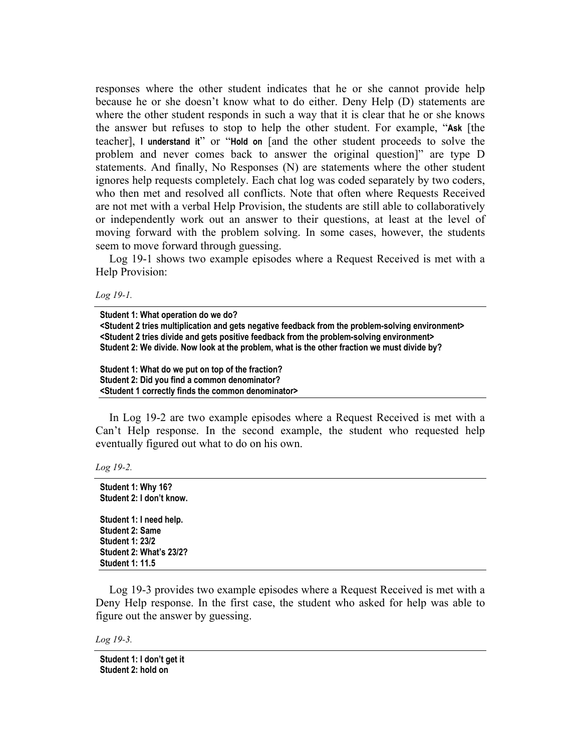responses where the other student indicates that he or she cannot provide help because he or she doesn't know what to do either. Deny Help (D) statements are where the other student responds in such a way that it is clear that he or she knows the answer but refuses to stop to help the other student. For example, "**Ask** [the teacher], **I understand it**" or "**Hold on** [and the other student proceeds to solve the problem and never comes back to answer the original question]" are type D statements. And finally, No Responses (N) are statements where the other student ignores help requests completely. Each chat log was coded separately by two coders, who then met and resolved all conflicts. Note that often where Requests Received are not met with a verbal Help Provision, the students are still able to collaboratively or independently work out an answer to their questions, at least at the level of moving forward with the problem solving. In some cases, however, the students seem to move forward through guessing.

Log 19-1 shows two example episodes where a Request Received is met with a Help Provision:

*Log 19-1.*

**Student 1: What operation do we do?**
**<Student 2 tries multiplication and gets negative feedback from the problem-solving environment>**
**<Student 2 tries divide and gets positive feedback from the problem-solving environment>**
**Student 2: We divide. Now look at the problem, what is the other fraction we must divide by?**

**Student 1: What do we put on top of the fraction?**
**Student 2: Did you find a common denominator?**
**<Student 1 correctly finds the common denominator>**

In Log 19-2 are two example episodes where a Request Received is met with a Can't Help response. In the second example, the student who requested help eventually figured out what to do on his own.

*Log 19-2.*

**Student 1: Why 16?**
**Student 2: I don't know.**

**Student 1: I need help.**
**Student 2: Same**
**Student 1: 23/2**
**Student 2: What's 23/2?**
**Student 1: 11.5**

Log 19-3 provides two example episodes where a Request Received is met with a Deny Help response. In the first case, the student who asked for help was able to figure out the answer by guessing.

*Log 19-3.*

**Student 1: I don't get it**
**Student 2: hold on**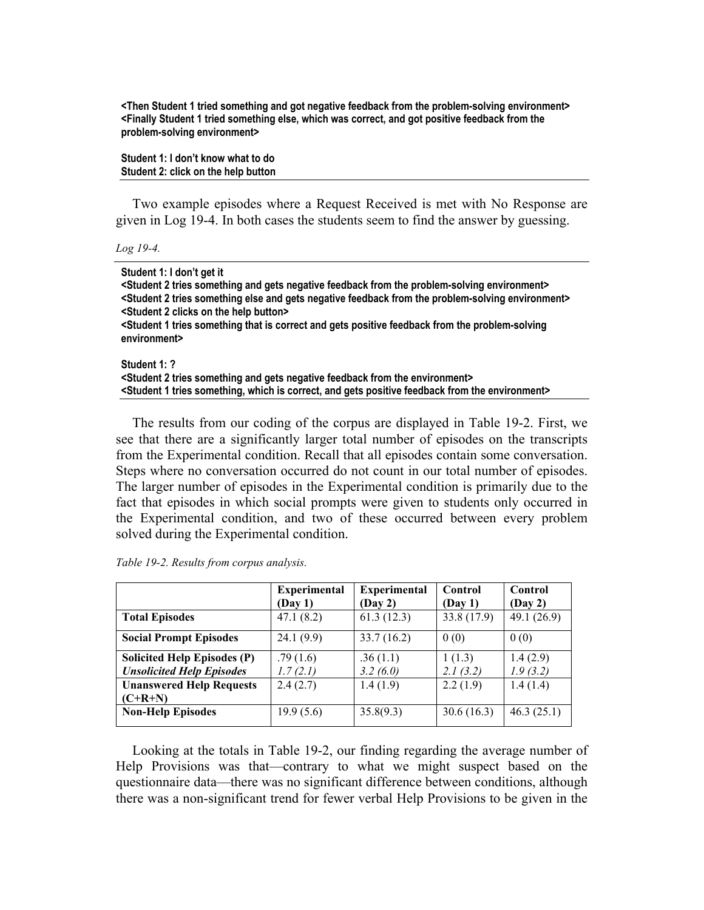**<Then Student 1 tried something and got negative feedback from the problem-solving environment>**
**<Finally Student 1 tried something else, which was correct, and got positive feedback from the problem-solving environment>**

**Student 1: I don't know what to do**
**Student 2: click on the help button**

Two example episodes where a Request Received is met with No Response are given in Log 19-4. In both cases the students seem to find the answer by guessing.

*Log 19-4.*

**Student 1: I don't get it**
**<Student 2 tries something and gets negative feedback from the problem-solving environment>**
**<Student 2 tries something else and gets negative feedback from the problem-solving environment>**
**<Student 2 clicks on the help button>**
**<Student 1 tries something that is correct and gets positive feedback from the problem-solving environment>**

**Student 1: ?**
**<Student 2 tries something and gets negative feedback from the environment>**
**<Student 1 tries something, which is correct, and gets positive feedback from the environment>**

The results from our coding of the corpus are displayed in Table 19-2. First, we see that there are a significantly larger total number of episodes on the transcripts from the Experimental condition. Recall that all episodes contain some conversation. Steps where no conversation occurred do not count in our total number of episodes. The larger number of episodes in the Experimental condition is primarily due to the fact that episodes in which social prompts were given to students only occurred in the Experimental condition, and two of these occurred between every problem solved during the Experimental condition.

*Table 19-2. Results from corpus analysis.*

| | **Experimental (Day 1)** | **Experimental (Day 2)** | **Control (Day 1)** | **Control (Day 2)** |
|---|---|---|---|---|
| **Total Episodes** | 47.1 (8.2) | 61.3 (12.3) | 33.8 (17.9) | 49.1 (26.9) |
| **Social Prompt Episodes** | 24.1 (9.9) | 33.7 (16.2) | 0 (0) | 0 (0) |
| **Solicited Help Episodes (P)** | .79 (1.6) | .36 (1.1) | 1 (1.3) | 1.4 (2.9) |
| ***Unsolicited Help Episodes*** | *1.7 (2.1)* | *3.2 (6.0)* | *2.1 (3.2)* | *1.9 (3.2)* |
| **Unanswered Help Requests (C+R+N)** | 2.4 (2.7) | 1.4 (1.9) | 2.2 (1.9) | 1.4 (1.4) |
| **Non-Help Episodes** | 19.9 (5.6) | 35.8(9.3) | 30.6 (16.3) | 46.3 (25.1) |

Looking at the totals in Table 19-2, our finding regarding the average number of Help Provisions was that—contrary to what we might suspect based on the questionnaire data—there was no significant difference between conditions, although there was a non-significant trend for fewer verbal Help Provisions to be given in the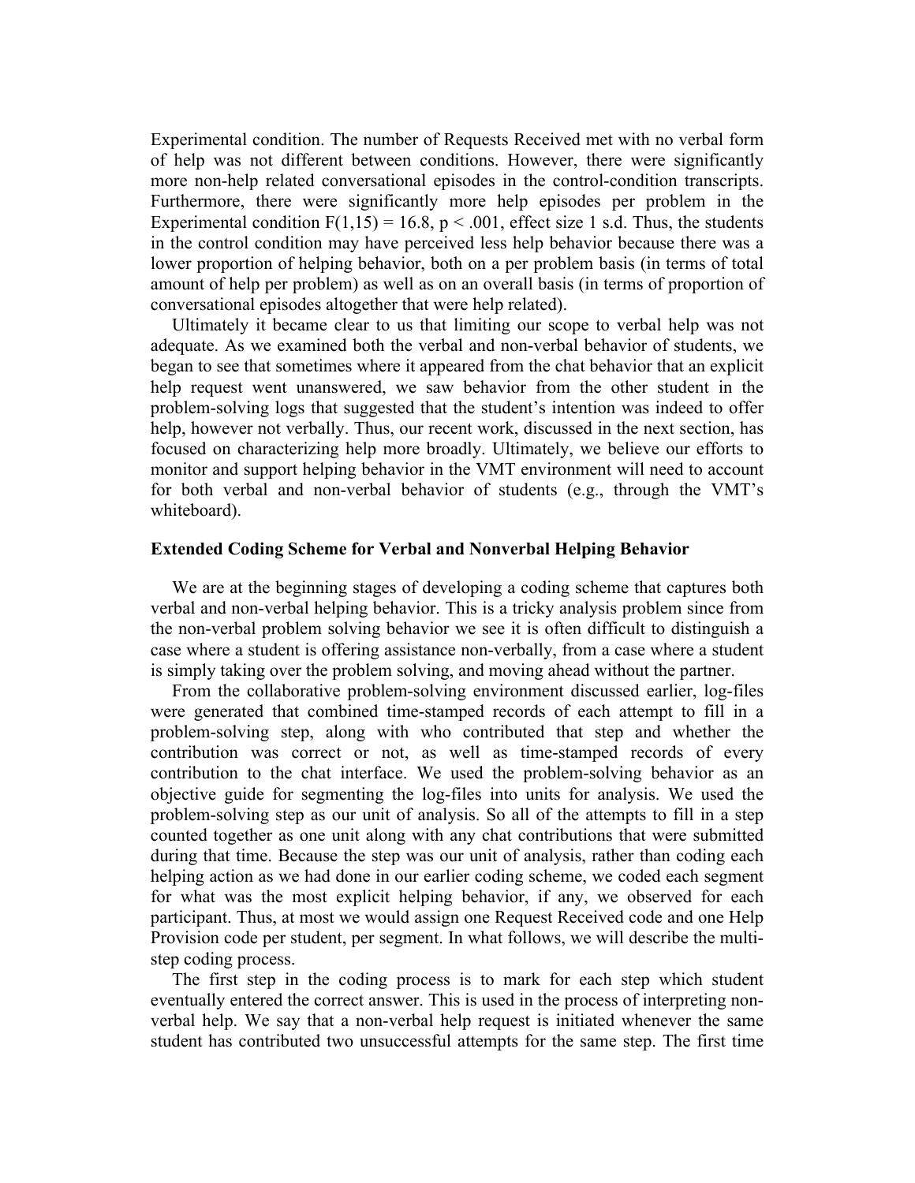Experimental condition. The number of Requests Received met with no verbal form of help was not different between conditions. However, there were significantly more non-help related conversational episodes in the control-condition transcripts. Furthermore, there were significantly more help episodes per problem in the Experimental condition $F(1,15) = 16.8$, $p < .001$, effect size 1 s.d. Thus, the students in the control condition may have perceived less help behavior because there was a lower proportion of helping behavior, both on a per problem basis (in terms of total amount of help per problem) as well as on an overall basis (in terms of proportion of conversational episodes altogether that were help related).

Ultimately it became clear to us that limiting our scope to verbal help was not adequate. As we examined both the verbal and non-verbal behavior of students, we began to see that sometimes where it appeared from the chat behavior that an explicit help request went unanswered, we saw behavior from the other student in the problem-solving logs that suggested that the student's intention was indeed to offer help, however not verbally. Thus, our recent work, discussed in the next section, has focused on characterizing help more broadly. Ultimately, we believe our efforts to monitor and support helping behavior in the VMT environment will need to account for both verbal and non-verbal behavior of students (e.g., through the VMT's whiteboard).

### Extended Coding Scheme for Verbal and Nonverbal Helping Behavior

We are at the beginning stages of developing a coding scheme that captures both verbal and non-verbal helping behavior. This is a tricky analysis problem since from the non-verbal problem solving behavior we see it is often difficult to distinguish a case where a student is offering assistance non-verbally, from a case where a student is simply taking over the problem solving, and moving ahead without the partner.

From the collaborative problem-solving environment discussed earlier, log-files were generated that combined time-stamped records of each attempt to fill in a problem-solving step, along with who contributed that step and whether the contribution was correct or not, as well as time-stamped records of every contribution to the chat interface. We used the problem-solving behavior as an objective guide for segmenting the log-files into units for analysis. We used the problem-solving step as our unit of analysis. So all of the attempts to fill in a step counted together as one unit along with any chat contributions that were submitted during that time. Because the step was our unit of analysis, rather than coding each helping action as we had done in our earlier coding scheme, we coded each segment for what was the most explicit helping behavior, if any, we observed for each participant. Thus, at most we would assign one Request Received code and one Help Provision code per student, per segment. In what follows, we will describe the multi-step coding process.

The first step in the coding process is to mark for each step which student eventually entered the correct answer. This is used in the process of interpreting non-verbal help. We say that a non-verbal help request is initiated whenever the same student has contributed two unsuccessful attempts for the same step. The first time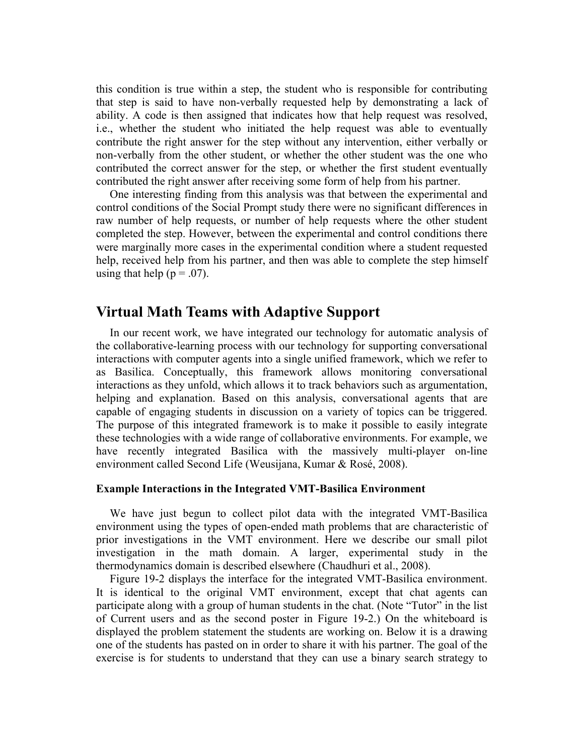this condition is true within a step, the student who is responsible for contributing that step is said to have non-verbally requested help by demonstrating a lack of ability. A code is then assigned that indicates how that help request was resolved, i.e., whether the student who initiated the help request was able to eventually contribute the right answer for the step without any intervention, either verbally or non-verbally from the other student, or whether the other student was the one who contributed the correct answer for the step, or whether the first student eventually contributed the right answer after receiving some form of help from his partner.

One interesting finding from this analysis was that between the experimental and control conditions of the Social Prompt study there were no significant differences in raw number of help requests, or number of help requests where the other student completed the step. However, between the experimental and control conditions there were marginally more cases in the experimental condition where a student requested help, received help from his partner, and then was able to complete the step himself using that help ($p = .07$).

## Virtual Math Teams with Adaptive Support

In our recent work, we have integrated our technology for automatic analysis of the collaborative-learning process with our technology for supporting conversational interactions with computer agents into a single unified framework, which we refer to as Basilica. Conceptually, this framework allows monitoring conversational interactions as they unfold, which allows it to track behaviors such as argumentation, helping and explanation. Based on this analysis, conversational agents that are capable of engaging students in discussion on a variety of topics can be triggered. The purpose of this integrated framework is to make it possible to easily integrate these technologies with a wide range of collaborative environments. For example, we have recently integrated Basilica with the massively multi-player on-line environment called Second Life (Weusijana, Kumar & Rosé, 2008).

### Example Interactions in the Integrated VMT-Basilica Environment

We have just begun to collect pilot data with the integrated VMT-Basilica environment using the types of open-ended math problems that are characteristic of prior investigations in the VMT environment. Here we describe our small pilot investigation in the math domain. A larger, experimental study in the thermodynamics domain is described elsewhere (Chaudhuri et al., 2008).

Figure 19-2 displays the interface for the integrated VMT-Basilica environment. It is identical to the original VMT environment, except that chat agents can participate along with a group of human students in the chat. (Note "Tutor" in the list of Current users and as the second poster in Figure 19-2.) On the whiteboard is displayed the problem statement the students are working on. Below it is a drawing one of the students has pasted on in order to share it with his partner. The goal of the exercise is for students to understand that they can use a binary search strategy to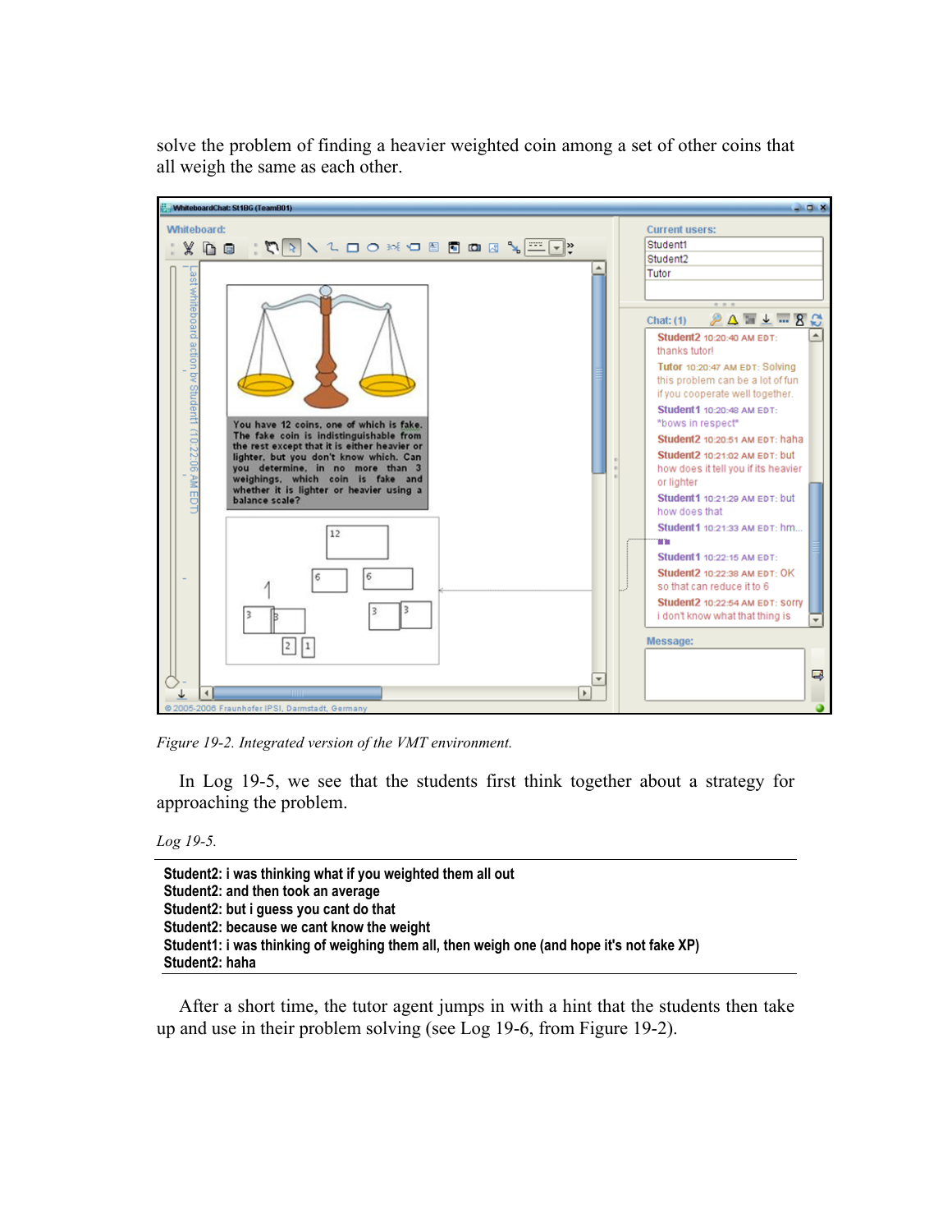solve the problem of finding a heavier weighted coin among a set of other coins that all weigh the same as each other.

Figure 19-2. Integrated version of the VMT environment.

In Log 19-5, we see that the students first think together about a strategy for approaching the problem.

Log 19-5.

**Student2: i was thinking what if you weighted them all out**
**Student2: and then took an average**
**Student2: but i guess you cant do that**
**Student2: because we cant know the weight**
**Student1: i was thinking of weighing them all, then weigh one (and hope it's not fake XP)**
**Student2: haha**

After a short time, the tutor agent jumps in with a hint that the students then take up and use in their problem solving (see Log 19-6, from Figure 19-2).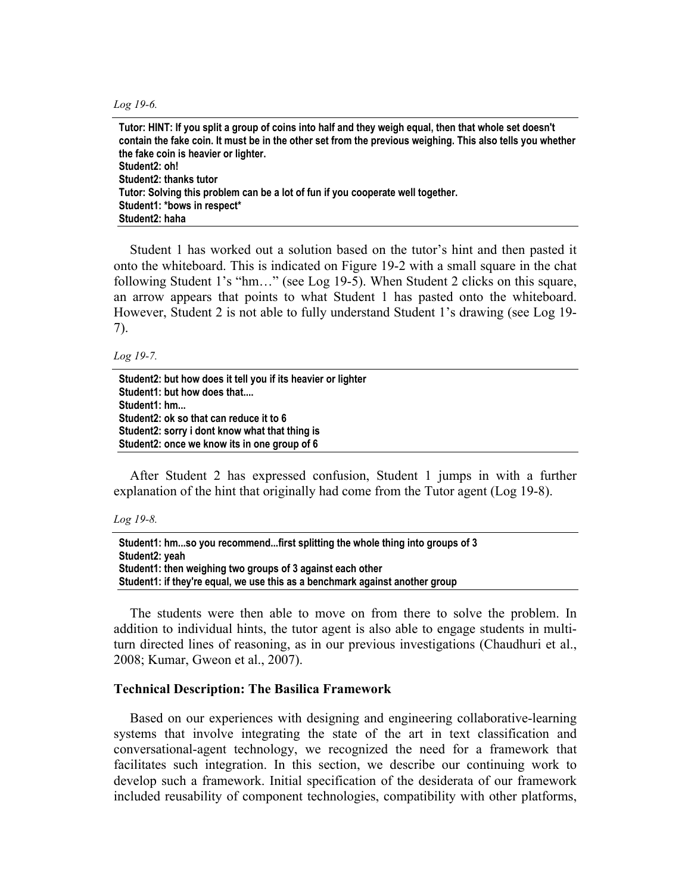*Log 19-6.*

**Tutor: HINT: If you split a group of coins into half and they weigh equal, then that whole set doesn't contain the fake coin. It must be in the other set from the previous weighing. This also tells you whether the fake coin is heavier or lighter.**
**Student2: oh!**
**Student2: thanks tutor**
**Tutor: Solving this problem can be a lot of fun if you cooperate well together.**
**Student1: *bows in respect***
**Student2: haha**

Student 1 has worked out a solution based on the tutor's hint and then pasted it onto the whiteboard. This is indicated on Figure 19-2 with a small square in the chat following Student 1's "hm…" (see Log 19-5). When Student 2 clicks on this square, an arrow appears that points to what Student 1 has pasted onto the whiteboard. However, Student 2 is not able to fully understand Student 1's drawing (see Log 19-7).

*Log 19-7.*

**Student2: but how does it tell you if its heavier or lighter**
**Student1: but how does that....**
**Student1: hm...**
**Student2: ok so that can reduce it to 6**
**Student2: sorry i dont know what that thing is**
**Student2: once we know its in one group of 6**

After Student 2 has expressed confusion, Student 1 jumps in with a further explanation of the hint that originally had come from the Tutor agent (Log 19-8).

*Log 19-8.*

**Student1: hm...so you recommend...first splitting the whole thing into groups of 3**
**Student2: yeah**
**Student1: then weighing two groups of 3 against each other**
**Student1: if they're equal, we use this as a benchmark against another group**

The students were then able to move on from there to solve the problem. In addition to individual hints, the tutor agent is also able to engage students in multi-turn directed lines of reasoning, as in our previous investigations (Chaudhuri et al., 2008; Kumar, Gweon et al., 2007).

### Technical Description: The Basilica Framework

Based on our experiences with designing and engineering collaborative-learning systems that involve integrating the state of the art in text classification and conversational-agent technology, we recognized the need for a framework that facilitates such integration. In this section, we describe our continuing work to develop such a framework. Initial specification of the desiderata of our framework included reusability of component technologies, compatibility with other platforms,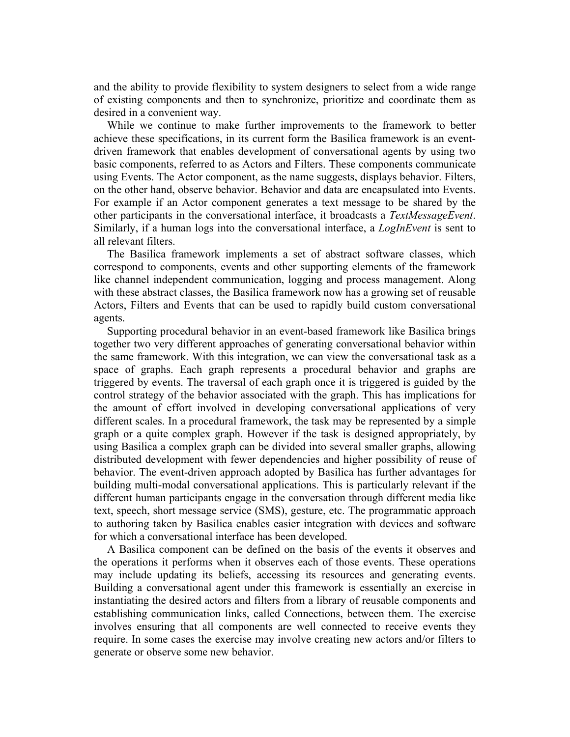and the ability to provide flexibility to system designers to select from a wide range of existing components and then to synchronize, prioritize and coordinate them as desired in a convenient way.

While we continue to make further improvements to the framework to better achieve these specifications, in its current form the Basilica framework is an event-driven framework that enables development of conversational agents by using two basic components, referred to as Actors and Filters. These components communicate using Events. The Actor component, as the name suggests, displays behavior. Filters, on the other hand, observe behavior. Behavior and data are encapsulated into Events. For example if an Actor component generates a text message to be shared by the other participants in the conversational interface, it broadcasts a *TextMessageEvent*. Similarly, if a human logs into the conversational interface, a *LogInEvent* is sent to all relevant filters.

The Basilica framework implements a set of abstract software classes, which correspond to components, events and other supporting elements of the framework like channel independent communication, logging and process management. Along with these abstract classes, the Basilica framework now has a growing set of reusable Actors, Filters and Events that can be used to rapidly build custom conversational agents.

Supporting procedural behavior in an event-based framework like Basilica brings together two very different approaches of generating conversational behavior within the same framework. With this integration, we can view the conversational task as a space of graphs. Each graph represents a procedural behavior and graphs are triggered by events. The traversal of each graph once it is triggered is guided by the control strategy of the behavior associated with the graph. This has implications for the amount of effort involved in developing conversational applications of very different scales. In a procedural framework, the task may be represented by a simple graph or a quite complex graph. However if the task is designed appropriately, by using Basilica a complex graph can be divided into several smaller graphs, allowing distributed development with fewer dependencies and higher possibility of reuse of behavior. The event-driven approach adopted by Basilica has further advantages for building multi-modal conversational applications. This is particularly relevant if the different human participants engage in the conversation through different media like text, speech, short message service (SMS), gesture, etc. The programmatic approach to authoring taken by Basilica enables easier integration with devices and software for which a conversational interface has been developed.

A Basilica component can be defined on the basis of the events it observes and the operations it performs when it observes each of those events. These operations may include updating its beliefs, accessing its resources and generating events. Building a conversational agent under this framework is essentially an exercise in instantiating the desired actors and filters from a library of reusable components and establishing communication links, called Connections, between them. The exercise involves ensuring that all components are well connected to receive events they require. In some cases the exercise may involve creating new actors and/or filters to generate or observe some new behavior.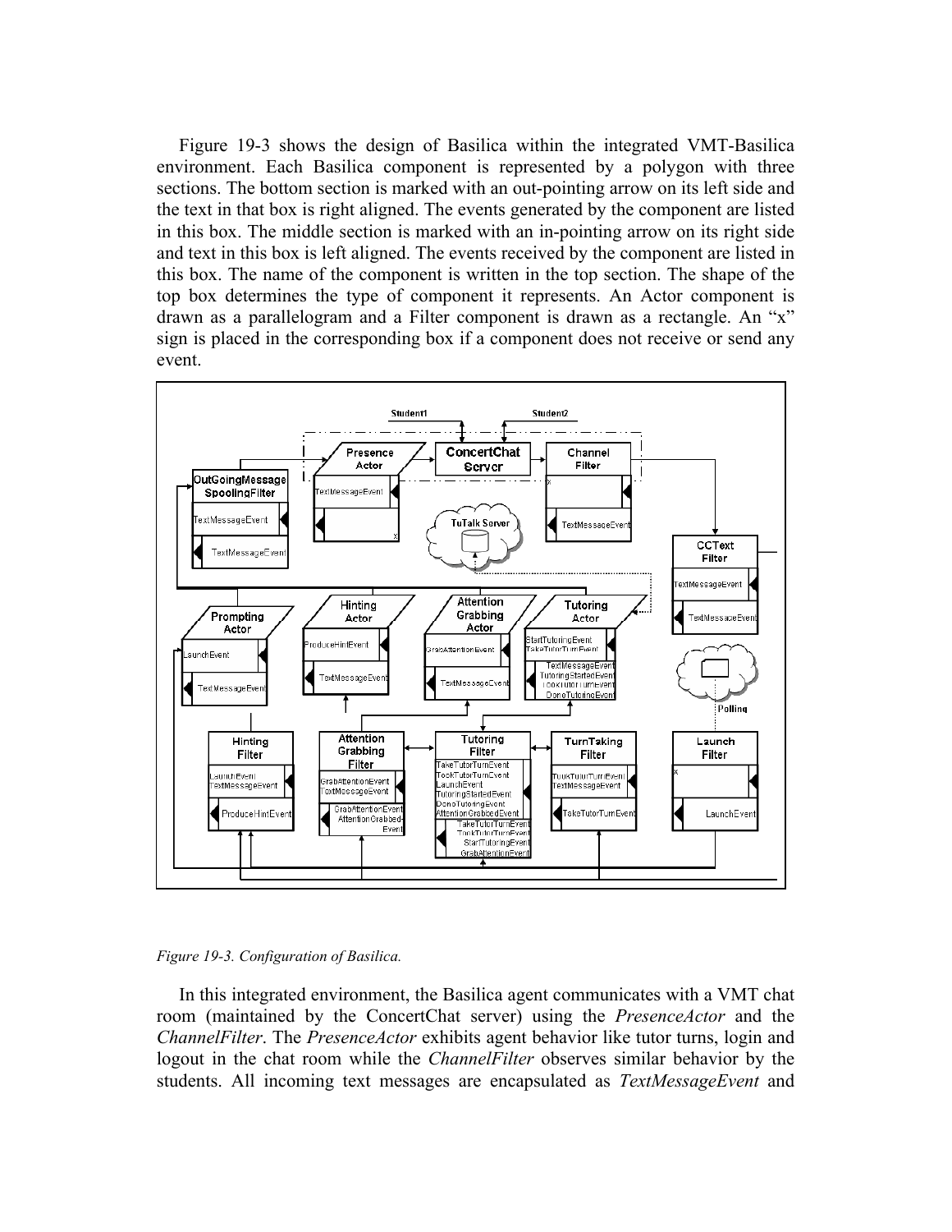Figure 19-3 shows the design of Basilica within the integrated VMT-Basilica environment. Each Basilica component is represented by a polygon with three sections. The bottom section is marked with an out-pointing arrow on its left side and the text in that box is right aligned. The events generated by the component are listed in this box. The middle section is marked with an in-pointing arrow on its right side and text in this box is left aligned. The events received by the component are listed in this box. The name of the component is written in the top section. The shape of the top box determines the type of component it represents. An Actor component is drawn as a parallelogram and a Filter component is drawn as a rectangle. An "x" sign is placed in the corresponding box if a component does not receive or send any event.

*Figure 19-3. Configuration of Basilica.*

In this integrated environment, the Basilica agent communicates with a VMT chat room (maintained by the ConcertChat server) using the *PresenceActor* and the *ChannelFilter*. The *PresenceActor* exhibits agent behavior like tutor turns, login and logout in the chat room while the *ChannelFilter* observes similar behavior by the students. All incoming text messages are encapsulated as *TextMessageEvent* and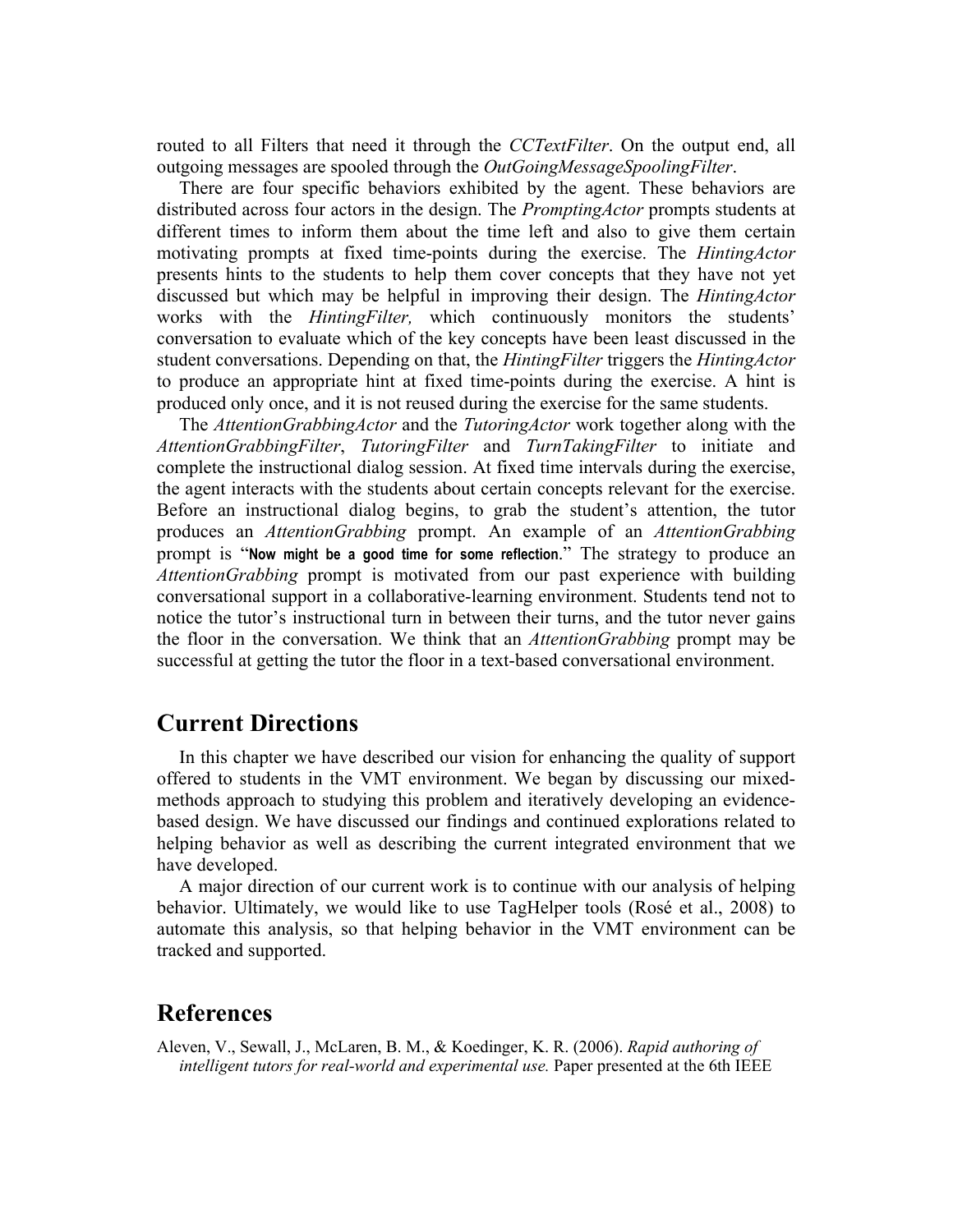routed to all Filters that need it through the *CCTextFilter*. On the output end, all outgoing messages are spooled through the *OutGoingMessageSpoolingFilter*.

There are four specific behaviors exhibited by the agent. These behaviors are distributed across four actors in the design. The *PromptingActor* prompts students at different times to inform them about the time left and also to give them certain motivating prompts at fixed time-points during the exercise. The *HintingActor* presents hints to the students to help them cover concepts that they have not yet discussed but which may be helpful in improving their design. The *HintingActor* works with the *HintingFilter,* which continuously monitors the students' conversation to evaluate which of the key concepts have been least discussed in the student conversations. Depending on that, the *HintingFilter* triggers the *HintingActor* to produce an appropriate hint at fixed time-points during the exercise. A hint is produced only once, and it is not reused during the exercise for the same students.

The *AttentionGrabbingActor* and the *TutoringActor* work together along with the *AttentionGrabbingFilter*, *TutoringFilter* and *TurnTakingFilter* to initiate and complete the instructional dialog session. At fixed time intervals during the exercise, the agent interacts with the students about certain concepts relevant for the exercise. Before an instructional dialog begins, to grab the student's attention, the tutor produces an *AttentionGrabbing* prompt. An example of an *AttentionGrabbing* prompt is "**Now might be a good time for some reflection**." The strategy to produce an *AttentionGrabbing* prompt is motivated from our past experience with building conversational support in a collaborative-learning environment. Students tend not to notice the tutor's instructional turn in between their turns, and the tutor never gains the floor in the conversation. We think that an *AttentionGrabbing* prompt may be successful at getting the tutor the floor in a text-based conversational environment.

## Current Directions

In this chapter we have described our vision for enhancing the quality of support offered to students in the VMT environment. We began by discussing our mixed-methods approach to studying this problem and iteratively developing an evidence-based design. We have discussed our findings and continued explorations related to helping behavior as well as describing the current integrated environment that we have developed.

A major direction of our current work is to continue with our analysis of helping behavior. Ultimately, we would like to use TagHelper tools (Rosé et al., 2008) to automate this analysis, so that helping behavior in the VMT environment can be tracked and supported.

## References

Aleven, V., Sewall, J., McLaren, B. M., & Koedinger, K. R. (2006). *Rapid authoring of intelligent tutors for real-world and experimental use.* Paper presented at the 6th IEEE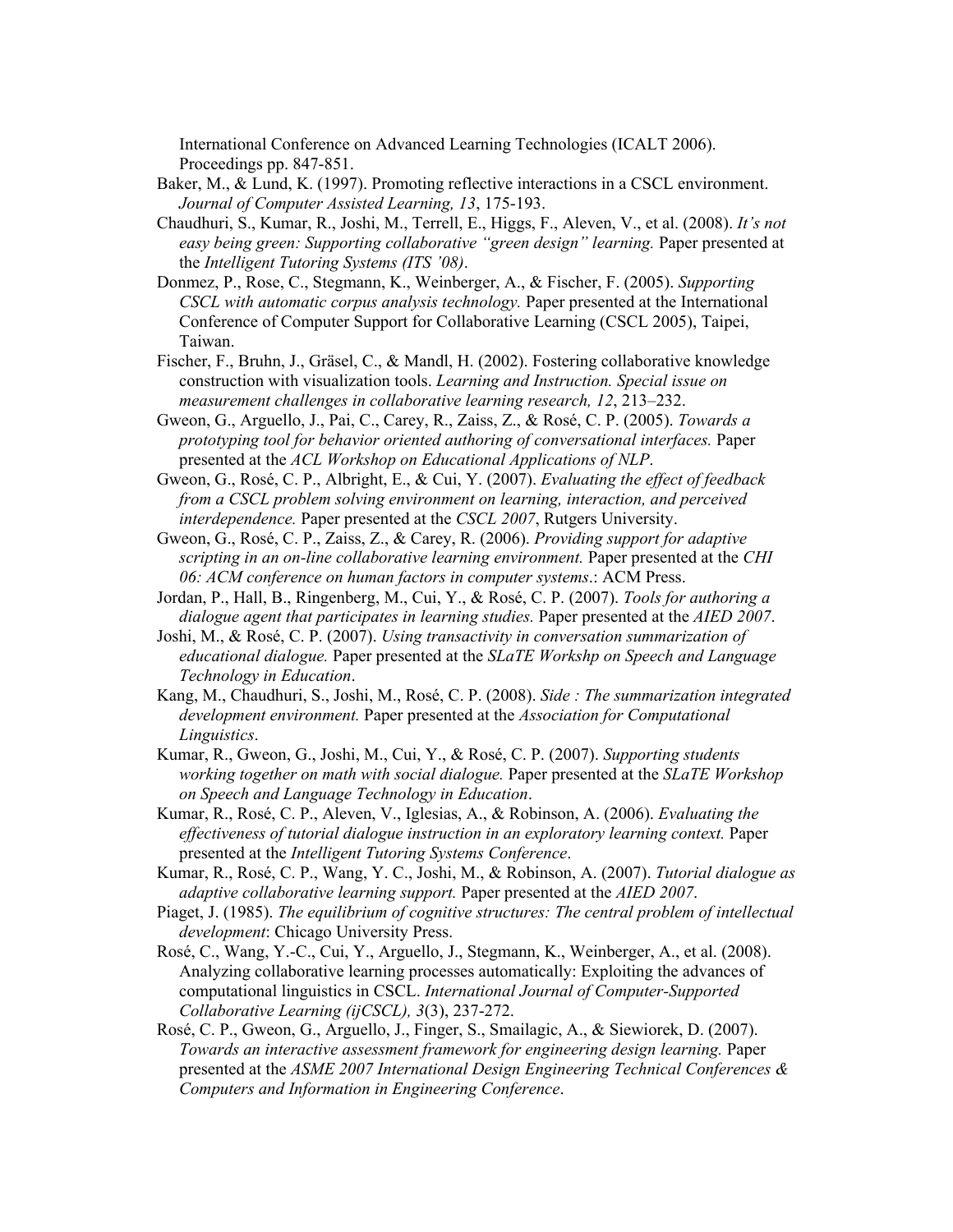International Conference on Advanced Learning Technologies (ICALT 2006). Proceedings pp. 847-851.

Baker, M., & Lund, K. (1997). Promoting reflective interactions in a CSCL environment. *Journal of Computer Assisted Learning, 13*, 175-193.

Chaudhuri, S., Kumar, R., Joshi, M., Terrell, E., Higgs, F., Aleven, V., et al. (2008). *It's not easy being green: Supporting collaborative "green design" learning.* Paper presented at the *Intelligent Tutoring Systems (ITS '08)*.

Donmez, P., Rose, C., Stegmann, K., Weinberger, A., & Fischer, F. (2005). *Supporting CSCL with automatic corpus analysis technology.* Paper presented at the International Conference of Computer Support for Collaborative Learning (CSCL 2005), Taipei, Taiwan.

Fischer, F., Bruhn, J., Gräsel, C., & Mandl, H. (2002). Fostering collaborative knowledge construction with visualization tools. *Learning and Instruction. Special issue on measurement challenges in collaborative learning research, 12*, 213–232.

Gweon, G., Arguello, J., Pai, C., Carey, R., Zaiss, Z., & Rosé, C. P. (2005). *Towards a prototyping tool for behavior oriented authoring of conversational interfaces.* Paper presented at the *ACL Workshop on Educational Applications of NLP*.

Gweon, G., Rosé, C. P., Albright, E., & Cui, Y. (2007). *Evaluating the effect of feedback from a CSCL problem solving environment on learning, interaction, and perceived interdependence.* Paper presented at the *CSCL 2007*, Rutgers University.

Gweon, G., Rosé, C. P., Zaiss, Z., & Carey, R. (2006). *Providing support for adaptive scripting in an on-line collaborative learning environment.* Paper presented at the *CHI 06: ACM conference on human factors in computer systems*.: ACM Press.

Jordan, P., Hall, B., Ringenberg, M., Cui, Y., & Rosé, C. P. (2007). *Tools for authoring a dialogue agent that participates in learning studies.* Paper presented at the *AIED 2007*.

Joshi, M., & Rosé, C. P. (2007). *Using transactivity in conversation summarization of educational dialogue.* Paper presented at the *SLaTE Workshp on Speech and Language Technology in Education*.

Kang, M., Chaudhuri, S., Joshi, M., Rosé, C. P. (2008). *Side : The summarization integrated development environment.* Paper presented at the *Association for Computational Linguistics*.

Kumar, R., Gweon, G., Joshi, M., Cui, Y., & Rosé, C. P. (2007). *Supporting students working together on math with social dialogue.* Paper presented at the *SLaTE Workshop on Speech and Language Technology in Education*.

Kumar, R., Rosé, C. P., Aleven, V., Iglesias, A., & Robinson, A. (2006). *Evaluating the effectiveness of tutorial dialogue instruction in an exploratory learning context.* Paper presented at the *Intelligent Tutoring Systems Conference*.

Kumar, R., Rosé, C. P., Wang, Y. C., Joshi, M., & Robinson, A. (2007). *Tutorial dialogue as adaptive collaborative learning support.* Paper presented at the *AIED 2007*.

Piaget, J. (1985). *The equilibrium of cognitive structures: The central problem of intellectual development*: Chicago University Press.

Rosé, C., Wang, Y.-C., Cui, Y., Arguello, J., Stegmann, K., Weinberger, A., et al. (2008). Analyzing collaborative learning processes automatically: Exploiting the advances of computational linguistics in CSCL. *International Journal of Computer-Supported Collaborative Learning (ijCSCL), 3*(3), 237-272.

Rosé, C. P., Gweon, G., Arguello, J., Finger, S., Smailagic, A., & Siewiorek, D. (2007). *Towards an interactive assessment framework for engineering design learning.* Paper presented at the *ASME 2007 International Design Engineering Technical Conferences & Computers and Information in Engineering Conference*.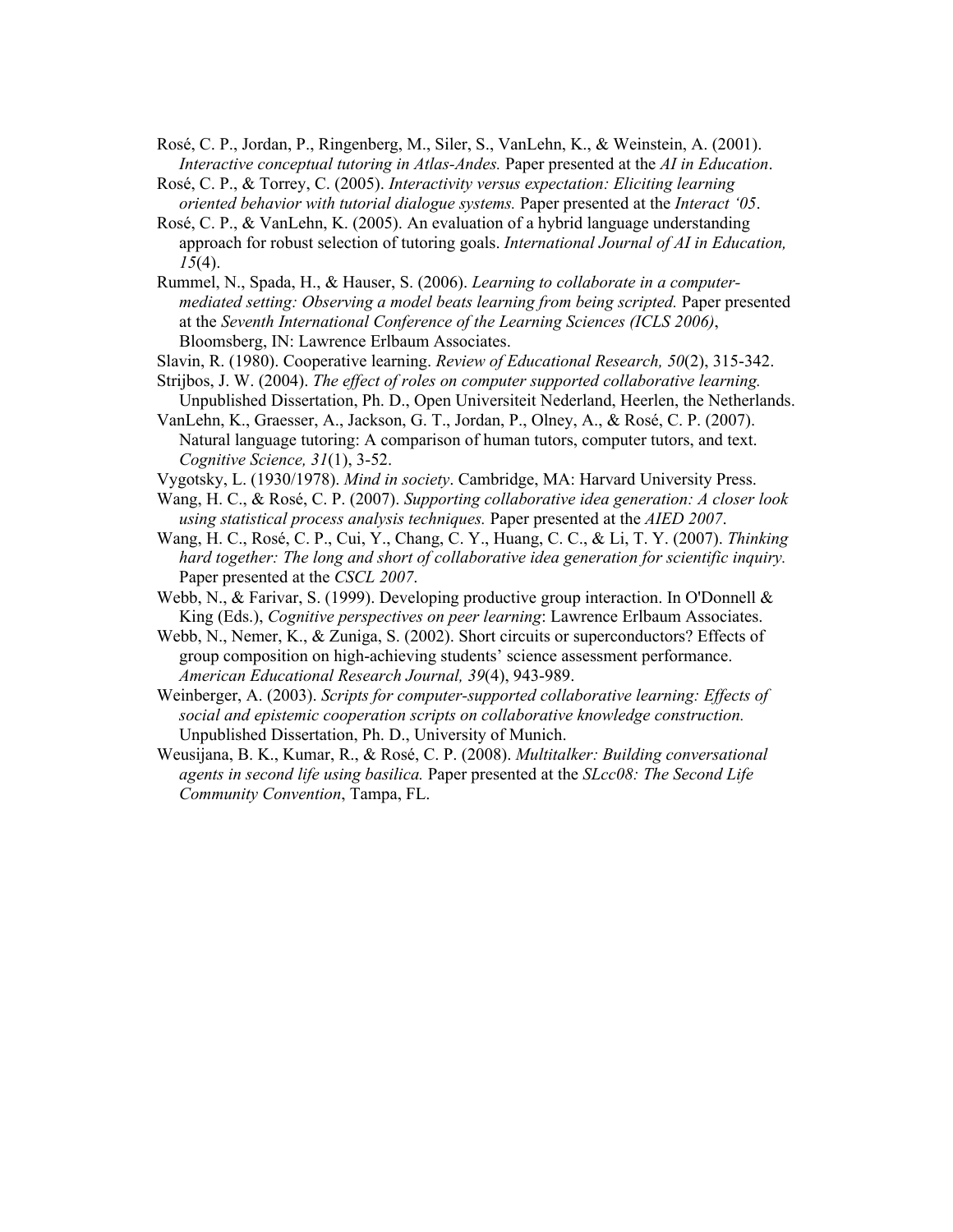Rosé, C. P., Jordan, P., Ringenberg, M., Siler, S., VanLehn, K., & Weinstein, A. (2001). *Interactive conceptual tutoring in Atlas-Andes.* Paper presented at the *AI in Education*.

Rosé, C. P., & Torrey, C. (2005). *Interactivity versus expectation: Eliciting learning oriented behavior with tutorial dialogue systems.* Paper presented at the *Interact '05*.

Rosé, C. P., & VanLehn, K. (2005). An evaluation of a hybrid language understanding approach for robust selection of tutoring goals. *International Journal of AI in Education, 15*(4).

Rummel, N., Spada, H., & Hauser, S. (2006). *Learning to collaborate in a computer-mediated setting: Observing a model beats learning from being scripted.* Paper presented at the *Seventh International Conference of the Learning Sciences (ICLS 2006)*, Bloomsberg, IN: Lawrence Erlbaum Associates.

Slavin, R. (1980). Cooperative learning. *Review of Educational Research, 50*(2), 315-342.

Strijbos, J. W. (2004). *The effect of roles on computer supported collaborative learning.* Unpublished Dissertation, Ph. D., Open Universiteit Nederland, Heerlen, the Netherlands.

VanLehn, K., Graesser, A., Jackson, G. T., Jordan, P., Olney, A., & Rosé, C. P. (2007). Natural language tutoring: A comparison of human tutors, computer tutors, and text. *Cognitive Science, 31*(1), 3-52.

Vygotsky, L. (1930/1978). *Mind in society*. Cambridge, MA: Harvard University Press.

Wang, H. C., & Rosé, C. P. (2007). *Supporting collaborative idea generation: A closer look using statistical process analysis techniques.* Paper presented at the *AIED 2007*.

Wang, H. C., Rosé, C. P., Cui, Y., Chang, C. Y., Huang, C. C., & Li, T. Y. (2007). *Thinking hard together: The long and short of collaborative idea generation for scientific inquiry.* Paper presented at the *CSCL 2007*.

Webb, N., & Farivar, S. (1999). Developing productive group interaction. In O'Donnell & King (Eds.), *Cognitive perspectives on peer learning*: Lawrence Erlbaum Associates.

Webb, N., Nemer, K., & Zuniga, S. (2002). Short circuits or superconductors? Effects of group composition on high-achieving students' science assessment performance. *American Educational Research Journal, 39*(4), 943-989.

Weinberger, A. (2003). *Scripts for computer-supported collaborative learning: Effects of social and epistemic cooperation scripts on collaborative knowledge construction.* Unpublished Dissertation, Ph. D., University of Munich.

Weusijana, B. K., Kumar, R., & Rosé, C. P. (2008). *Multitalker: Building conversational agents in second life using basilica.* Paper presented at the *SLcc08: The Second Life Community Convention*, Tampa, FL.